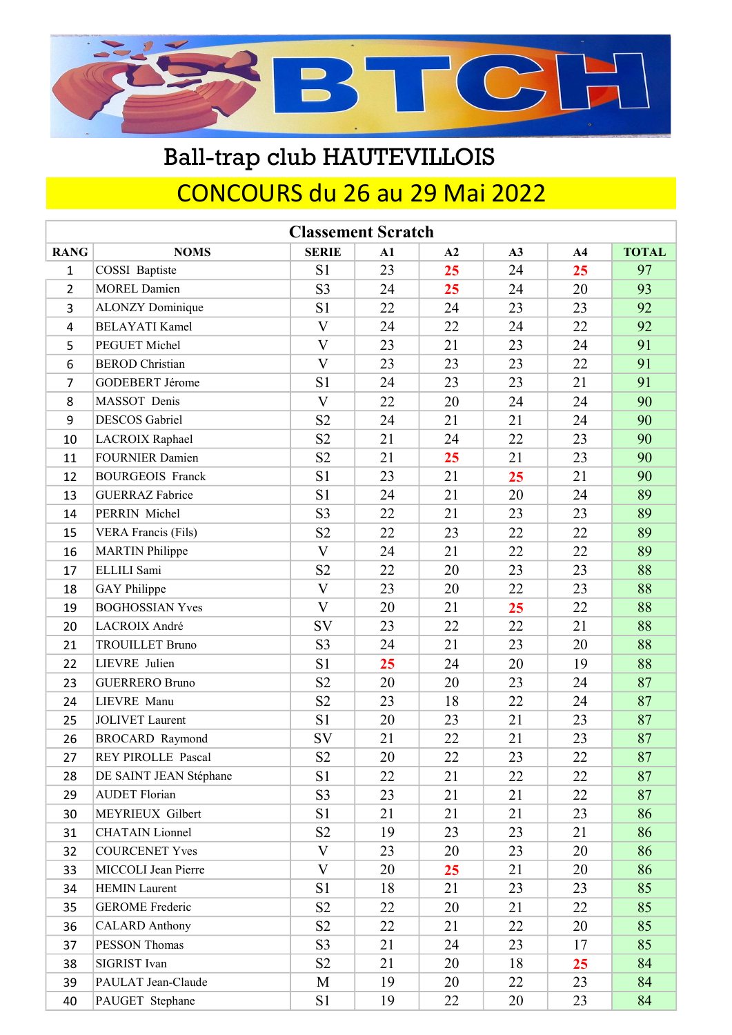# BTCH

## Ball-trap club HAUTEVILLOIS

## CONCOURS du 26 au 29 Mai 2022

| Classement Scratch | | | | | | | |
|---|---|---|---|---|---|---|---|
| **RANG** | **NOMS** | **SERIE** | **A1** | **A2** | **A3** | **A4** | **TOTAL** |
| 1 | COSSI Baptiste | S1 | 23 | 25 | 24 | 25 | 97 |
| 2 | MOREL Damien | S3 | 24 | 25 | 24 | 20 | 93 |
| 3 | ALONZY Dominique | S1 | 22 | 24 | 23 | 23 | 92 |
| 4 | BELAYATI Kamel | V | 24 | 22 | 24 | 22 | 92 |
| 5 | PEGUET Michel | V | 23 | 21 | 23 | 24 | 91 |
| 6 | BEROD Christian | V | 23 | 23 | 23 | 22 | 91 |
| 7 | GODEBERT Jérome | S1 | 24 | 23 | 23 | 21 | 91 |
| 8 | MASSOT Denis | V | 22 | 20 | 24 | 24 | 90 |
| 9 | DESCOS Gabriel | S2 | 24 | 21 | 21 | 24 | 90 |
| 10 | LACROIX Raphael | S2 | 21 | 24 | 22 | 23 | 90 |
| 11 | FOURNIER Damien | S2 | 21 | 25 | 21 | 23 | 90 |
| 12 | BOURGEOIS Franck | S1 | 23 | 21 | 25 | 21 | 90 |
| 13 | GUERRAZ Fabrice | S1 | 24 | 21 | 20 | 24 | 89 |
| 14 | PERRIN Michel | S3 | 22 | 21 | 23 | 23 | 89 |
| 15 | VERA Francis (Fils) | S2 | 22 | 23 | 22 | 22 | 89 |
| 16 | MARTIN Philippe | V | 24 | 21 | 22 | 22 | 89 |
| 17 | ELLILI Sami | S2 | 22 | 20 | 23 | 23 | 88 |
| 18 | GAY Philippe | V | 23 | 20 | 22 | 23 | 88 |
| 19 | BOGHOSSIAN Yves | V | 20 | 21 | 25 | 22 | 88 |
| 20 | LACROIX André | SV | 23 | 22 | 22 | 21 | 88 |
| 21 | TROUILLET Bruno | S3 | 24 | 21 | 23 | 20 | 88 |
| 22 | LIEVRE Julien | S1 | 25 | 24 | 20 | 19 | 88 |
| 23 | GUERRERO Bruno | S2 | 20 | 20 | 23 | 24 | 87 |
| 24 | LIEVRE Manu | S2 | 23 | 18 | 22 | 24 | 87 |
| 25 | JOLIVET Laurent | S1 | 20 | 23 | 21 | 23 | 87 |
| 26 | BROCARD Raymond | SV | 21 | 22 | 21 | 23 | 87 |
| 27 | REY PIROLLE Pascal | S2 | 20 | 22 | 23 | 22 | 87 |
| 28 | DE SAINT JEAN Stéphane | S1 | 22 | 21 | 22 | 22 | 87 |
| 29 | AUDET Florian | S3 | 23 | 21 | 21 | 22 | 87 |
| 30 | MEYRIEUX Gilbert | S1 | 21 | 21 | 21 | 23 | 86 |
| 31 | CHATAIN Lionnel | S2 | 19 | 23 | 23 | 21 | 86 |
| 32 | COURCENET Yves | V | 23 | 20 | 23 | 20 | 86 |
| 33 | MICCOLI Jean Pierre | V | 20 | 25 | 21 | 20 | 86 |
| 34 | HEMIN Laurent | S1 | 18 | 21 | 23 | 23 | 85 |
| 35 | GEROME Frederic | S2 | 22 | 20 | 21 | 22 | 85 |
| 36 | CALARD Anthony | S2 | 22 | 21 | 22 | 20 | 85 |
| 37 | PESSON Thomas | S3 | 21 | 24 | 23 | 17 | 85 |
| 38 | SIGRIST Ivan | S2 | 21 | 20 | 18 | 25 | 84 |
| 39 | PAULAT Jean-Claude | M | 19 | 20 | 22 | 23 | 84 |
| 40 | PAUGET Stephane | S1 | 19 | 22 | 20 | 23 | 84 |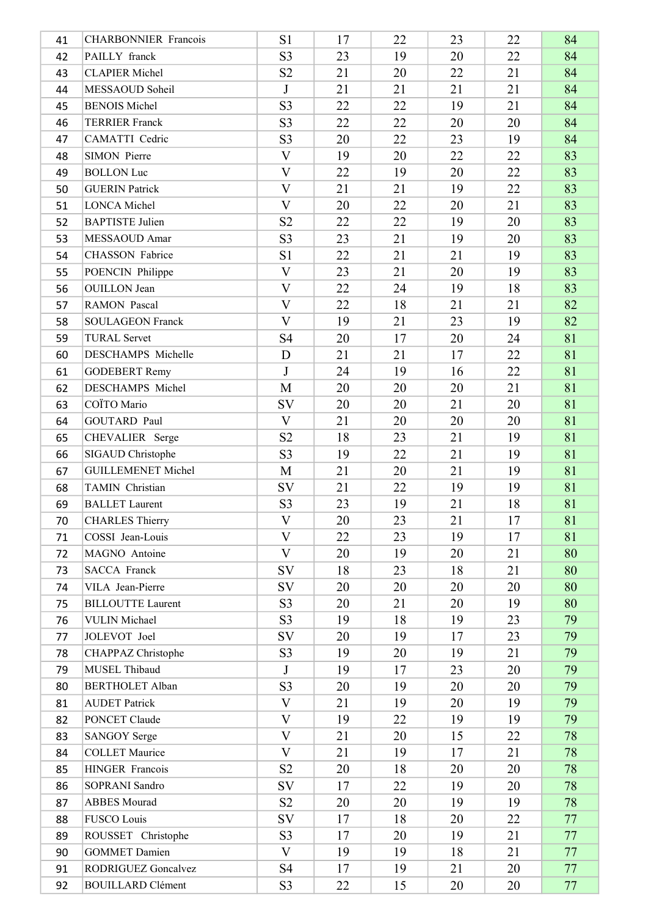| 41 | CHARBONNIER Francois | S1 | 17 | 22 | 23 | 22 | 84 |
|---|---|---|---|---|---|---|---|
| 42 | PAILLY franck | S3 | 23 | 19 | 20 | 22 | 84 |
| 43 | CLAPIER Michel | S2 | 21 | 20 | 22 | 21 | 84 |
| 44 | MESSAOUD Soheil | J | 21 | 21 | 21 | 21 | 84 |
| 45 | BENOIS Michel | S3 | 22 | 22 | 19 | 21 | 84 |
| 46 | TERRIER Franck | S3 | 22 | 22 | 20 | 20 | 84 |
| 47 | CAMATTI Cedric | S3 | 20 | 22 | 23 | 19 | 84 |
| 48 | SIMON Pierre | V | 19 | 20 | 22 | 22 | 83 |
| 49 | BOLLON Luc | V | 22 | 19 | 20 | 22 | 83 |
| 50 | GUERIN Patrick | V | 21 | 21 | 19 | 22 | 83 |
| 51 | LONCA Michel | V | 20 | 22 | 20 | 21 | 83 |
| 52 | BAPTISTE Julien | S2 | 22 | 22 | 19 | 20 | 83 |
| 53 | MESSAOUD Amar | S3 | 23 | 21 | 19 | 20 | 83 |
| 54 | CHASSON Fabrice | S1 | 22 | 21 | 21 | 19 | 83 |
| 55 | POENCIN Philippe | V | 23 | 21 | 20 | 19 | 83 |
| 56 | OUILLON Jean | V | 22 | 24 | 19 | 18 | 83 |
| 57 | RAMON Pascal | V | 22 | 18 | 21 | 21 | 82 |
| 58 | SOULAGEON Franck | V | 19 | 21 | 23 | 19 | 82 |
| 59 | TURAL Servet | S4 | 20 | 17 | 20 | 24 | 81 |
| 60 | DESCHAMPS Michelle | D | 21 | 21 | 17 | 22 | 81 |
| 61 | GODEBERT Remy | J | 24 | 19 | 16 | 22 | 81 |
| 62 | DESCHAMPS Michel | M | 20 | 20 | 20 | 21 | 81 |
| 63 | COÏTO Mario | SV | 20 | 20 | 21 | 20 | 81 |
| 64 | GOUTARD Paul | V | 21 | 20 | 20 | 20 | 81 |
| 65 | CHEVALIER Serge | S2 | 18 | 23 | 21 | 19 | 81 |
| 66 | SIGAUD Christophe | S3 | 19 | 22 | 21 | 19 | 81 |
| 67 | GUILLEMENET Michel | M | 21 | 20 | 21 | 19 | 81 |
| 68 | TAMIN Christian | SV | 21 | 22 | 19 | 19 | 81 |
| 69 | BALLET Laurent | S3 | 23 | 19 | 21 | 18 | 81 |
| 70 | CHARLES Thierry | V | 20 | 23 | 21 | 17 | 81 |
| 71 | COSSI Jean-Louis | V | 22 | 23 | 19 | 17 | 81 |
| 72 | MAGNO Antoine | V | 20 | 19 | 20 | 21 | 80 |
| 73 | SACCA Franck | SV | 18 | 23 | 18 | 21 | 80 |
| 74 | VILA Jean-Pierre | SV | 20 | 20 | 20 | 20 | 80 |
| 75 | BILLOUTTE Laurent | S3 | 20 | 21 | 20 | 19 | 80 |
| 76 | VULIN Michael | S3 | 19 | 18 | 19 | 23 | 79 |
| 77 | JOLEVOT Joel | SV | 20 | 19 | 17 | 23 | 79 |
| 78 | CHAPPAZ Christophe | S3 | 19 | 20 | 19 | 21 | 79 |
| 79 | MUSEL Thibaud | J | 19 | 17 | 23 | 20 | 79 |
| 80 | BERTHOLET Alban | S3 | 20 | 19 | 20 | 20 | 79 |
| 81 | AUDET Patrick | V | 21 | 19 | 20 | 19 | 79 |
| 82 | PONCET Claude | V | 19 | 22 | 19 | 19 | 79 |
| 83 | SANGOY Serge | V | 21 | 20 | 15 | 22 | 78 |
| 84 | COLLET Maurice | V | 21 | 19 | 17 | 21 | 78 |
| 85 | HINGER Francois | S2 | 20 | 18 | 20 | 20 | 78 |
| 86 | SOPRANI Sandro | SV | 17 | 22 | 19 | 20 | 78 |
| 87 | ABBES Mourad | S2 | 20 | 20 | 19 | 19 | 78 |
| 88 | FUSCO Louis | SV | 17 | 18 | 20 | 22 | 77 |
| 89 | ROUSSET Christophe | S3 | 17 | 20 | 19 | 21 | 77 |
| 90 | GOMMET Damien | V | 19 | 19 | 18 | 21 | 77 |
| 91 | RODRIGUEZ Goncalvez | S4 | 17 | 19 | 21 | 20 | 77 |
| 92 | BOUILLARD Clément | S3 | 22 | 15 | 20 | 20 | 77 |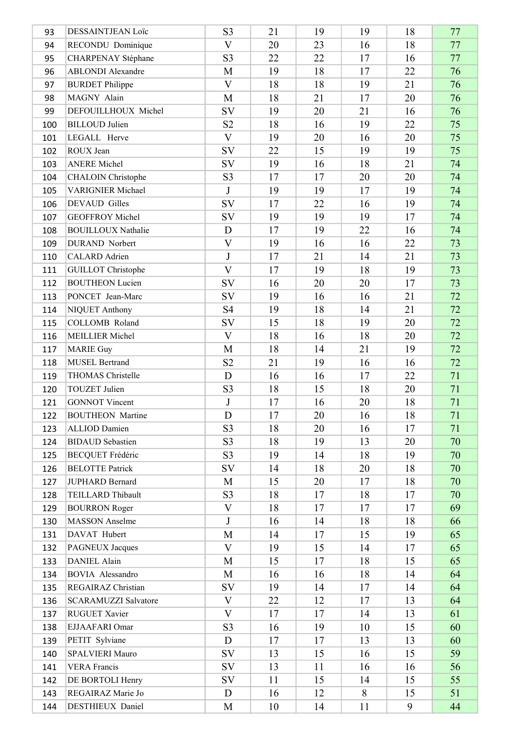| | | | | | | | |
|---|---|---|---|---|---|---|---|
| 93 | DESSAINTJEAN Loïc | S3 | 21 | 19 | 19 | 18 | 77 |
| 94 | RECONDU Dominique | V | 20 | 23 | 16 | 18 | 77 |
| 95 | CHARPENAY Stéphane | S3 | 22 | 22 | 17 | 16 | 77 |
| 96 | ABLONDI Alexandre | M | 19 | 18 | 17 | 22 | 76 |
| 97 | BURDET Philippe | V | 18 | 18 | 19 | 21 | 76 |
| 98 | MAGNY Alain | M | 18 | 21 | 17 | 20 | 76 |
| 99 | DEFOUILLHOUX Michel | SV | 19 | 20 | 21 | 16 | 76 |
| 100 | BILLOUD Julien | S2 | 18 | 16 | 19 | 22 | 75 |
| 101 | LEGALL Herve | V | 19 | 20 | 16 | 20 | 75 |
| 102 | ROUX Jean | SV | 22 | 15 | 19 | 19 | 75 |
| 103 | ANERE Michel | SV | 19 | 16 | 18 | 21 | 74 |
| 104 | CHALOIN Christophe | S3 | 17 | 17 | 20 | 20 | 74 |
| 105 | VARIGNIER Michael | J | 19 | 19 | 17 | 19 | 74 |
| 106 | DEVAUD Gilles | SV | 17 | 22 | 16 | 19 | 74 |
| 107 | GEOFFROY Michel | SV | 19 | 19 | 19 | 17 | 74 |
| 108 | BOUILLOUX Nathalie | D | 17 | 19 | 22 | 16 | 74 |
| 109 | DURAND Norbert | V | 19 | 16 | 16 | 22 | 73 |
| 110 | CALARD Adrien | J | 17 | 21 | 14 | 21 | 73 |
| 111 | GUILLOT Christophe | V | 17 | 19 | 18 | 19 | 73 |
| 112 | BOUTHEON Lucien | SV | 16 | 20 | 20 | 17 | 73 |
| 113 | PONCET Jean-Marc | SV | 19 | 16 | 16 | 21 | 72 |
| 114 | NIQUET Anthony | S4 | 19 | 18 | 14 | 21 | 72 |
| 115 | COLLOMB Roland | SV | 15 | 18 | 19 | 20 | 72 |
| 116 | MEILLIER Michel | V | 18 | 16 | 18 | 20 | 72 |
| 117 | MARIE Guy | M | 18 | 14 | 21 | 19 | 72 |
| 118 | MUSEL Bertrand | S2 | 21 | 19 | 16 | 16 | 72 |
| 119 | THOMAS Christelle | D | 16 | 16 | 17 | 22 | 71 |
| 120 | TOUZET Julien | S3 | 18 | 15 | 18 | 20 | 71 |
| 121 | GONNOT Vincent | J | 17 | 16 | 20 | 18 | 71 |
| 122 | BOUTHEON Martine | D | 17 | 20 | 16 | 18 | 71 |
| 123 | ALLIOD Damien | S3 | 18 | 20 | 16 | 17 | 71 |
| 124 | BIDAUD Sebastien | S3 | 18 | 19 | 13 | 20 | 70 |
| 125 | BECQUET Frédéric | S3 | 19 | 14 | 18 | 19 | 70 |
| 126 | BELOTTE Patrick | SV | 14 | 18 | 20 | 18 | 70 |
| 127 | JUPHARD Bernard | M | 15 | 20 | 17 | 18 | 70 |
| 128 | TEILLARD Thibault | S3 | 18 | 17 | 18 | 17 | 70 |
| 129 | BOURRON Roger | V | 18 | 17 | 17 | 17 | 69 |
| 130 | MASSON Anselme | J | 16 | 14 | 18 | 18 | 66 |
| 131 | DAVAT Hubert | M | 14 | 17 | 15 | 19 | 65 |
| 132 | PAGNEUX Jacques | V | 19 | 15 | 14 | 17 | 65 |
| 133 | DANIEL Alain | M | 15 | 17 | 18 | 15 | 65 |
| 134 | BOVIA Alessandro | M | 16 | 16 | 18 | 14 | 64 |
| 135 | REGAIRAZ Christian | SV | 19 | 14 | 17 | 14 | 64 |
| 136 | SCARAMUZZI Salvatore | V | 22 | 12 | 17 | 13 | 64 |
| 137 | RUGUET Xavier | V | 17 | 17 | 14 | 13 | 61 |
| 138 | EJJAAFARI Omar | S3 | 16 | 19 | 10 | 15 | 60 |
| 139 | PETIT Sylviane | D | 17 | 17 | 13 | 13 | 60 |
| 140 | SPALVIERI Mauro | SV | 13 | 15 | 16 | 15 | 59 |
| 141 | VERA Francis | SV | 13 | 11 | 16 | 16 | 56 |
| 142 | DE BORTOLI Henry | SV | 11 | 15 | 14 | 15 | 55 |
| 143 | REGAIRAZ Marie Jo | D | 16 | 12 | 8 | 15 | 51 |
| 144 | DESTHIEUX Daniel | M | 10 | 14 | 11 | 9 | 44 |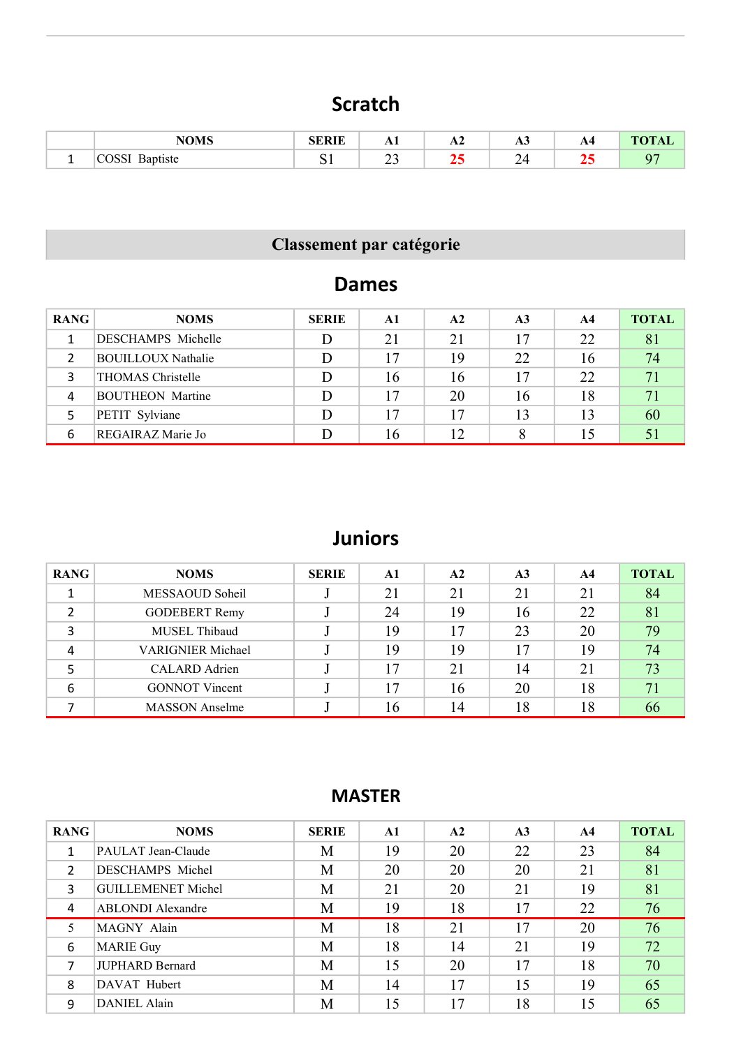## Scratch

| | NOMS | SERIE | A1 | A2 | A3 | A4 | TOTAL |
|---|---|---|---|---|---|---|---|
| 1 | COSSI Baptiste | S1 | 23 | **25** | 24 | **25** | 97 |

## Classement par catégorie

## Dames

| RANG | NOMS | SERIE | A1 | A2 | A3 | A4 | TOTAL |
|---|---|---|---|---|---|---|---|
| 1 | DESCHAMPS Michelle | D | 21 | 21 | 17 | 22 | 81 |
| 2 | BOUILLOUX Nathalie | D | 17 | 19 | 22 | 16 | 74 |
| 3 | THOMAS Christelle | D | 16 | 16 | 17 | 22 | 71 |
| 4 | BOUTHEON Martine | D | 17 | 20 | 16 | 18 | 71 |
| 5 | PETIT Sylviane | D | 17 | 17 | 13 | 13 | 60 |
| 6 | REGAIRAZ Marie Jo | D | 16 | 12 | 8 | 15 | 51 |

## Juniors

| RANG | NOMS | SERIE | A1 | A2 | A3 | A4 | TOTAL |
|---|---|---|---|---|---|---|---|
| 1 | MESSAOUD Soheil | J | 21 | 21 | 21 | 21 | 84 |
| 2 | GODEBERT Remy | J | 24 | 19 | 16 | 22 | 81 |
| 3 | MUSEL Thibaud | J | 19 | 17 | 23 | 20 | 79 |
| 4 | VARIGNIER Michael | J | 19 | 19 | 17 | 19 | 74 |
| 5 | CALARD Adrien | J | 17 | 21 | 14 | 21 | 73 |
| 6 | GONNOT Vincent | J | 17 | 16 | 20 | 18 | 71 |
| 7 | MASSON Anselme | J | 16 | 14 | 18 | 18 | 66 |

## MASTER

| RANG | NOMS | SERIE | A1 | A2 | A3 | A4 | TOTAL |
|---|---|---|---|---|---|---|---|
| 1 | PAULAT Jean-Claude | M | 19 | 20 | 22 | 23 | 84 |
| 2 | DESCHAMPS Michel | M | 20 | 20 | 20 | 21 | 81 |
| 3 | GUILLEMENET Michel | M | 21 | 20 | 21 | 19 | 81 |
| 4 | ABLONDI Alexandre | M | 19 | 18 | 17 | 22 | 76 |
| 5 | MAGNY Alain | M | 18 | 21 | 17 | 20 | 76 |
| 6 | MARIE Guy | M | 18 | 14 | 21 | 19 | 72 |
| 7 | JUPHARD Bernard | M | 15 | 20 | 17 | 18 | 70 |
| 8 | DAVAT Hubert | M | 14 | 17 | 15 | 19 | 65 |
| 9 | DANIEL Alain | M | 15 | 17 | 18 | 15 | 65 |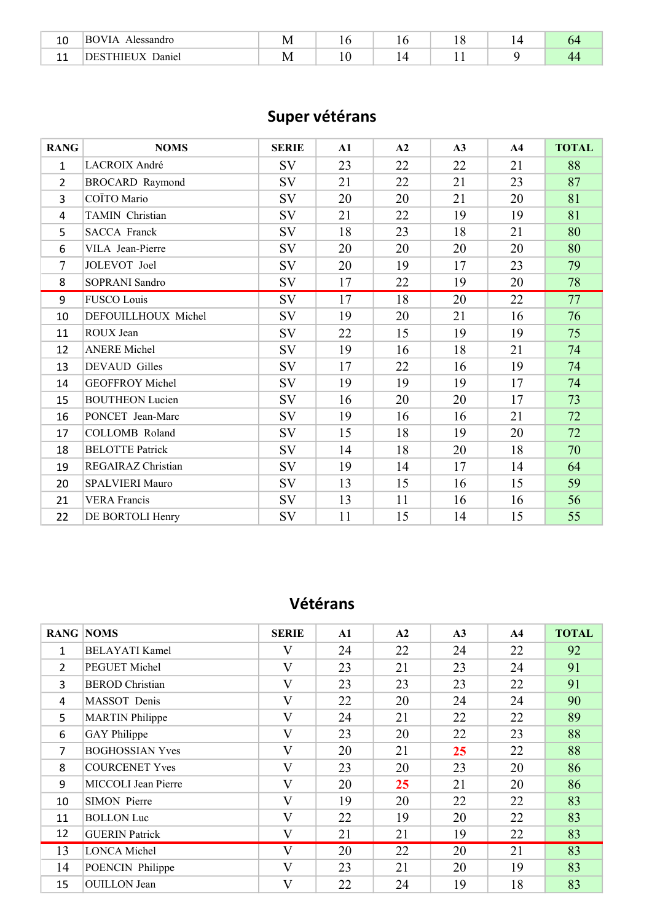| | | | | | | | |
|---|---|---|---|---|---|---|---|
| 10 | BOVIA Alessandro | M | 16 | 16 | 18 | 14 | 64 |
| 11 | DESTHIEUX Daniel | M | 10 | 14 | 11 | 9 | 44 |

## Super vétérans

| RANG | NOMS | SERIE | A1 | A2 | A3 | A4 | TOTAL |
|---|---|---|---|---|---|---|---|
| 1 | LACROIX André | SV | 23 | 22 | 22 | 21 | 88 |
| 2 | BROCARD Raymond | SV | 21 | 22 | 21 | 23 | 87 |
| 3 | COÏTO Mario | SV | 20 | 20 | 21 | 20 | 81 |
| 4 | TAMIN Christian | SV | 21 | 22 | 19 | 19 | 81 |
| 5 | SACCA Franck | SV | 18 | 23 | 18 | 21 | 80 |
| 6 | VILA Jean-Pierre | SV | 20 | 20 | 20 | 20 | 80 |
| 7 | JOLEVOT Joel | SV | 20 | 19 | 17 | 23 | 79 |
| 8 | SOPRANI Sandro | SV | 17 | 22 | 19 | 20 | 78 |
| 9 | FUSCO Louis | SV | 17 | 18 | 20 | 22 | 77 |
| 10 | DEFOUILLHOUX Michel | SV | 19 | 20 | 21 | 16 | 76 |
| 11 | ROUX Jean | SV | 22 | 15 | 19 | 19 | 75 |
| 12 | ANERE Michel | SV | 19 | 16 | 18 | 21 | 74 |
| 13 | DEVAUD Gilles | SV | 17 | 22 | 16 | 19 | 74 |
| 14 | GEOFFROY Michel | SV | 19 | 19 | 19 | 17 | 74 |
| 15 | BOUTHEON Lucien | SV | 16 | 20 | 20 | 17 | 73 |
| 16 | PONCET Jean-Marc | SV | 19 | 16 | 16 | 21 | 72 |
| 17 | COLLOMB Roland | SV | 15 | 18 | 19 | 20 | 72 |
| 18 | BELOTTE Patrick | SV | 14 | 18 | 20 | 18 | 70 |
| 19 | REGAIRAZ Christian | SV | 19 | 14 | 17 | 14 | 64 |
| 20 | SPALVIERI Mauro | SV | 13 | 15 | 16 | 15 | 59 |
| 21 | VERA Francis | SV | 13 | 11 | 16 | 16 | 56 |
| 22 | DE BORTOLI Henry | SV | 11 | 15 | 14 | 15 | 55 |

## Vétérans

| RANG | NOMS | SERIE | A1 | A2 | A3 | A4 | TOTAL |
|---|---|---|---|---|---|---|---|
| 1 | BELAYATI Kamel | V | 24 | 22 | 24 | 22 | 92 |
| 2 | PEGUET Michel | V | 23 | 21 | 23 | 24 | 91 |
| 3 | BEROD Christian | V | 23 | 23 | 23 | 22 | 91 |
| 4 | MASSOT Denis | V | 22 | 20 | 24 | 24 | 90 |
| 5 | MARTIN Philippe | V | 24 | 21 | 22 | 22 | 89 |
| 6 | GAY Philippe | V | 23 | 20 | 22 | 23 | 88 |
| 7 | BOGHOSSIAN Yves | V | 20 | 21 | 25 | 22 | 88 |
| 8 | COURCENET Yves | V | 23 | 20 | 23 | 20 | 86 |
| 9 | MICCOLI Jean Pierre | V | 20 | 25 | 21 | 20 | 86 |
| 10 | SIMON Pierre | V | 19 | 20 | 22 | 22 | 83 |
| 11 | BOLLON Luc | V | 22 | 19 | 20 | 22 | 83 |
| 12 | GUERIN Patrick | V | 21 | 21 | 19 | 22 | 83 |
| 13 | LONCA Michel | V | 20 | 22 | 20 | 21 | 83 |
| 14 | POENCIN Philippe | V | 23 | 21 | 20 | 19 | 83 |
| 15 | OUILLON Jean | V | 22 | 24 | 19 | 18 | 83 |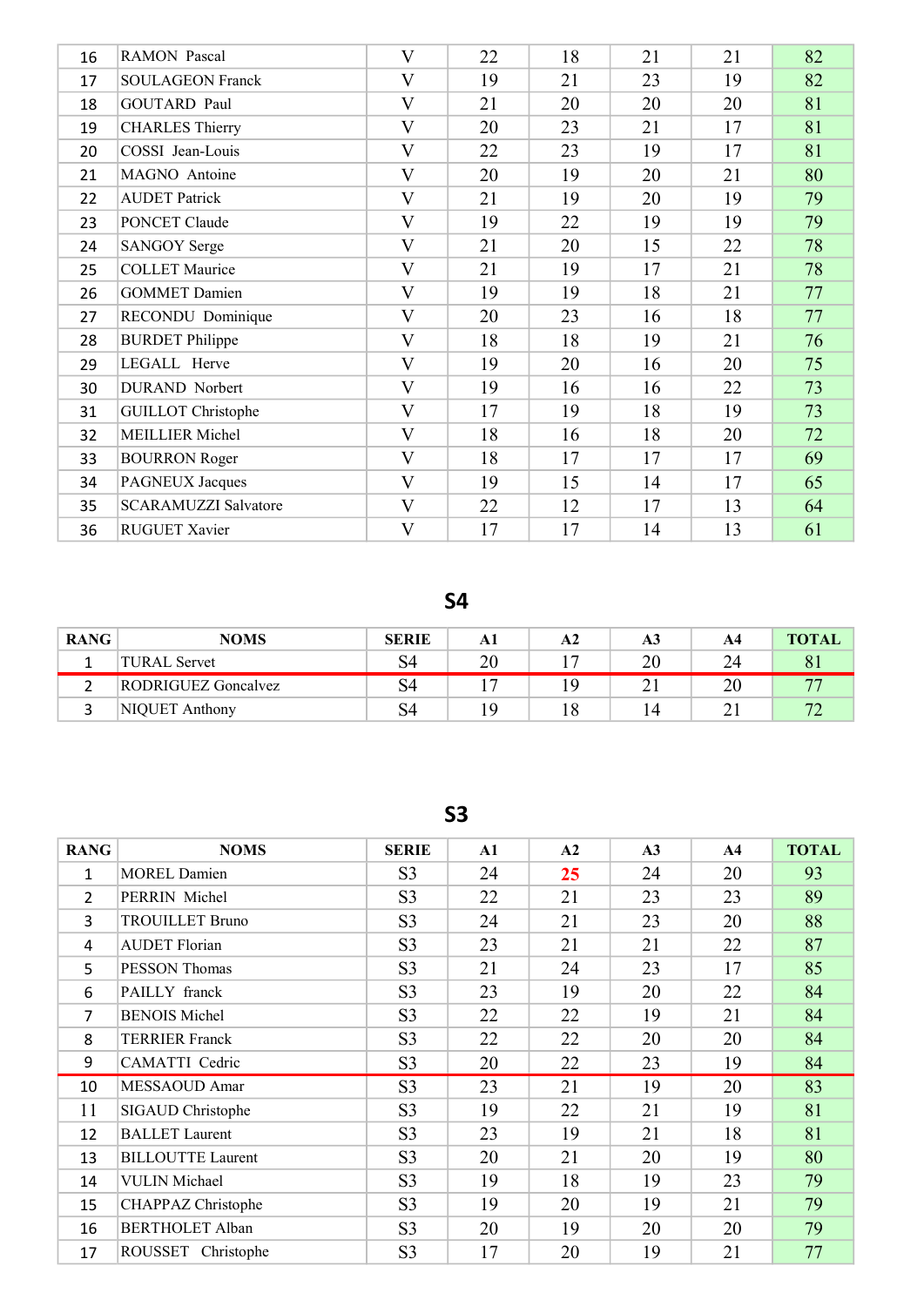| 16 | RAMON Pascal | V | 22 | 18 | 21 | 21 | 82 |
|---|---|---|---|---|---|---|---|
| 17 | SOULAGEON Franck | V | 19 | 21 | 23 | 19 | 82 |
| 18 | GOUTARD Paul | V | 21 | 20 | 20 | 20 | 81 |
| 19 | CHARLES Thierry | V | 20 | 23 | 21 | 17 | 81 |
| 20 | COSSI Jean-Louis | V | 22 | 23 | 19 | 17 | 81 |
| 21 | MAGNO Antoine | V | 20 | 19 | 20 | 21 | 80 |
| 22 | AUDET Patrick | V | 21 | 19 | 20 | 19 | 79 |
| 23 | PONCET Claude | V | 19 | 22 | 19 | 19 | 79 |
| 24 | SANGOY Serge | V | 21 | 20 | 15 | 22 | 78 |
| 25 | COLLET Maurice | V | 21 | 19 | 17 | 21 | 78 |
| 26 | GOMMET Damien | V | 19 | 19 | 18 | 21 | 77 |
| 27 | RECONDU Dominique | V | 20 | 23 | 16 | 18 | 77 |
| 28 | BURDET Philippe | V | 18 | 18 | 19 | 21 | 76 |
| 29 | LEGALL Herve | V | 19 | 20 | 16 | 20 | 75 |
| 30 | DURAND Norbert | V | 19 | 16 | 16 | 22 | 73 |
| 31 | GUILLOT Christophe | V | 17 | 19 | 18 | 19 | 73 |
| 32 | MEILLIER Michel | V | 18 | 16 | 18 | 20 | 72 |
| 33 | BOURRON Roger | V | 18 | 17 | 17 | 17 | 69 |
| 34 | PAGNEUX Jacques | V | 19 | 15 | 14 | 17 | 65 |
| 35 | SCARAMUZZI Salvatore | V | 22 | 12 | 17 | 13 | 64 |
| 36 | RUGUET Xavier | V | 17 | 17 | 14 | 13 | 61 |

## S4

| RANG | NOMS | SERIE | A1 | A2 | A3 | A4 | TOTAL |
|---|---|---|---|---|---|---|---|
| 1 | TURAL Servet | S4 | 20 | 17 | 20 | 24 | 81 |
| 2 | RODRIGUEZ Goncalvez | S4 | 17 | 19 | 21 | 20 | 77 |
| 3 | NIQUET Anthony | S4 | 19 | 18 | 14 | 21 | 72 |

## S3

| RANG | NOMS | SERIE | A1 | A2 | A3 | A4 | TOTAL |
|---|---|---|---|---|---|---|---|
| 1 | MOREL Damien | S3 | 24 | 25 | 24 | 20 | 93 |
| 2 | PERRIN Michel | S3 | 22 | 21 | 23 | 23 | 89 |
| 3 | TROUILLET Bruno | S3 | 24 | 21 | 23 | 20 | 88 |
| 4 | AUDET Florian | S3 | 23 | 21 | 21 | 22 | 87 |
| 5 | PESSON Thomas | S3 | 21 | 24 | 23 | 17 | 85 |
| 6 | PAILLY franck | S3 | 23 | 19 | 20 | 22 | 84 |
| 7 | BENOIS Michel | S3 | 22 | 22 | 19 | 21 | 84 |
| 8 | TERRIER Franck | S3 | 22 | 22 | 20 | 20 | 84 |
| 9 | CAMATTI Cedric | S3 | 20 | 22 | 23 | 19 | 84 |
| 10 | MESSAOUD Amar | S3 | 23 | 21 | 19 | 20 | 83 |
| 11 | SIGAUD Christophe | S3 | 19 | 22 | 21 | 19 | 81 |
| 12 | BALLET Laurent | S3 | 23 | 19 | 21 | 18 | 81 |
| 13 | BILLOUTTE Laurent | S3 | 20 | 21 | 20 | 19 | 80 |
| 14 | VULIN Michael | S3 | 19 | 18 | 19 | 23 | 79 |
| 15 | CHAPPAZ Christophe | S3 | 19 | 20 | 19 | 21 | 79 |
| 16 | BERTHOLET Alban | S3 | 20 | 19 | 20 | 20 | 79 |
| 17 | ROUSSET Christophe | S3 | 17 | 20 | 19 | 21 | 77 |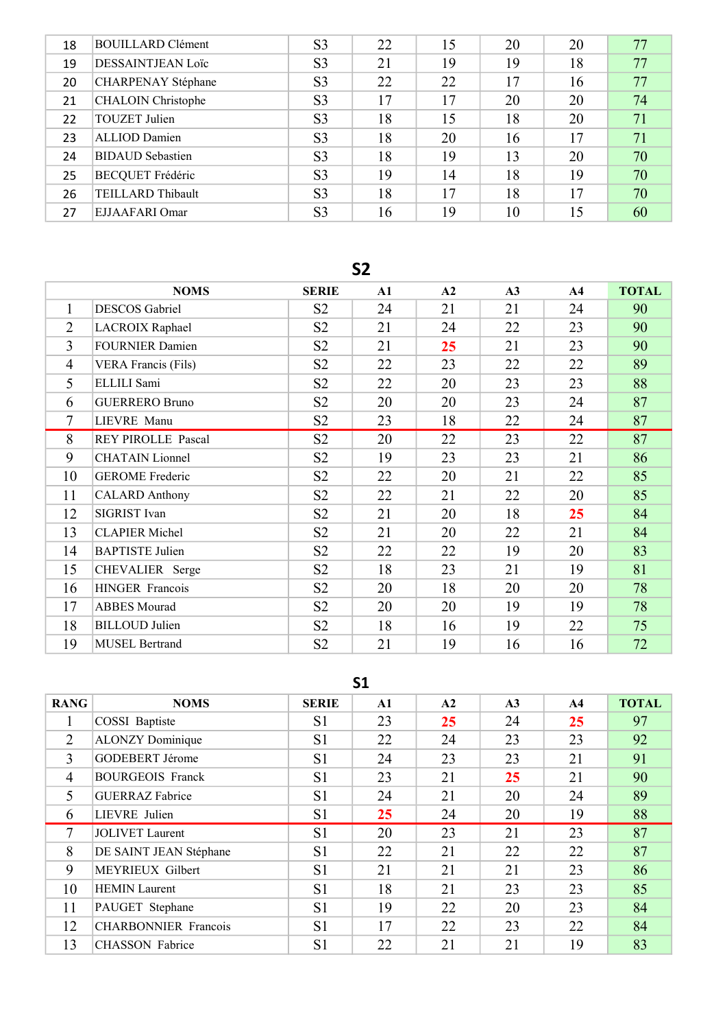| | | | | | | | |
|---|---|---|---|---|---|---|---|
| 18 | BOUILLARD Clément | S3 | 22 | 15 | 20 | 20 | 77 |
| 19 | DESSAINTJEAN Loïc | S3 | 21 | 19 | 19 | 18 | 77 |
| 20 | CHARPENAY Stéphane | S3 | 22 | 22 | 17 | 16 | 77 |
| 21 | CHALOIN Christophe | S3 | 17 | 17 | 20 | 20 | 74 |
| 22 | TOUZET Julien | S3 | 18 | 15 | 18 | 20 | 71 |
| 23 | ALLIOD Damien | S3 | 18 | 20 | 16 | 17 | 71 |
| 24 | BIDAUD Sebastien | S3 | 18 | 19 | 13 | 20 | 70 |
| 25 | BECQUET Frédéric | S3 | 19 | 14 | 18 | 19 | 70 |
| 26 | TEILLARD Thibault | S3 | 18 | 17 | 18 | 17 | 70 |
| 27 | EJJAAFARI Omar | S3 | 16 | 19 | 10 | 15 | 60 |

## S2

| | NOMS | SERIE | A1 | A2 | A3 | A4 | TOTAL |
|---|---|---|---|---|---|---|---|
| 1 | DESCOS Gabriel | S2 | 24 | 21 | 21 | 24 | 90 |
| 2 | LACROIX Raphael | S2 | 21 | 24 | 22 | 23 | 90 |
| 3 | FOURNIER Damien | S2 | 21 | 25 | 21 | 23 | 90 |
| 4 | VERA Francis (Fils) | S2 | 22 | 23 | 22 | 22 | 89 |
| 5 | ELLILI Sami | S2 | 22 | 20 | 23 | 23 | 88 |
| 6 | GUERRERO Bruno | S2 | 20 | 20 | 23 | 24 | 87 |
| 7 | LIEVRE Manu | S2 | 23 | 18 | 22 | 24 | 87 |
| 8 | REY PIROLLE Pascal | S2 | 20 | 22 | 23 | 22 | 87 |
| 9 | CHATAIN Lionnel | S2 | 19 | 23 | 23 | 21 | 86 |
| 10 | GEROME Frederic | S2 | 22 | 20 | 21 | 22 | 85 |
| 11 | CALARD Anthony | S2 | 22 | 21 | 22 | 20 | 85 |
| 12 | SIGRIST Ivan | S2 | 21 | 20 | 18 | 25 | 84 |
| 13 | CLAPIER Michel | S2 | 21 | 20 | 22 | 21 | 84 |
| 14 | BAPTISTE Julien | S2 | 22 | 22 | 19 | 20 | 83 |
| 15 | CHEVALIER Serge | S2 | 18 | 23 | 21 | 19 | 81 |
| 16 | HINGER Francois | S2 | 20 | 18 | 20 | 20 | 78 |
| 17 | ABBES Mourad | S2 | 20 | 20 | 19 | 19 | 78 |
| 18 | BILLOUD Julien | S2 | 18 | 16 | 19 | 22 | 75 |
| 19 | MUSEL Bertrand | S2 | 21 | 19 | 16 | 16 | 72 |

## S1

| RANG | NOMS | SERIE | A1 | A2 | A3 | A4 | TOTAL |
|---|---|---|---|---|---|---|---|
| 1 | COSSI Baptiste | S1 | 23 | 25 | 24 | 25 | 97 |
| 2 | ALONZY Dominique | S1 | 22 | 24 | 23 | 23 | 92 |
| 3 | GODEBERT Jérome | S1 | 24 | 23 | 23 | 21 | 91 |
| 4 | BOURGEOIS Franck | S1 | 23 | 21 | 25 | 21 | 90 |
| 5 | GUERRAZ Fabrice | S1 | 24 | 21 | 20 | 24 | 89 |
| 6 | LIEVRE Julien | S1 | 25 | 24 | 20 | 19 | 88 |
| 7 | JOLIVET Laurent | S1 | 20 | 23 | 21 | 23 | 87 |
| 8 | DE SAINT JEAN Stéphane | S1 | 22 | 21 | 22 | 22 | 87 |
| 9 | MEYRIEUX Gilbert | S1 | 21 | 21 | 21 | 23 | 86 |
| 10 | HEMIN Laurent | S1 | 18 | 21 | 23 | 23 | 85 |
| 11 | PAUGET Stephane | S1 | 19 | 22 | 20 | 23 | 84 |
| 12 | CHARBONNIER Francois | S1 | 17 | 22 | 23 | 22 | 84 |
| 13 | CHASSON Fabrice | S1 | 22 | 21 | 21 | 19 | 83 |